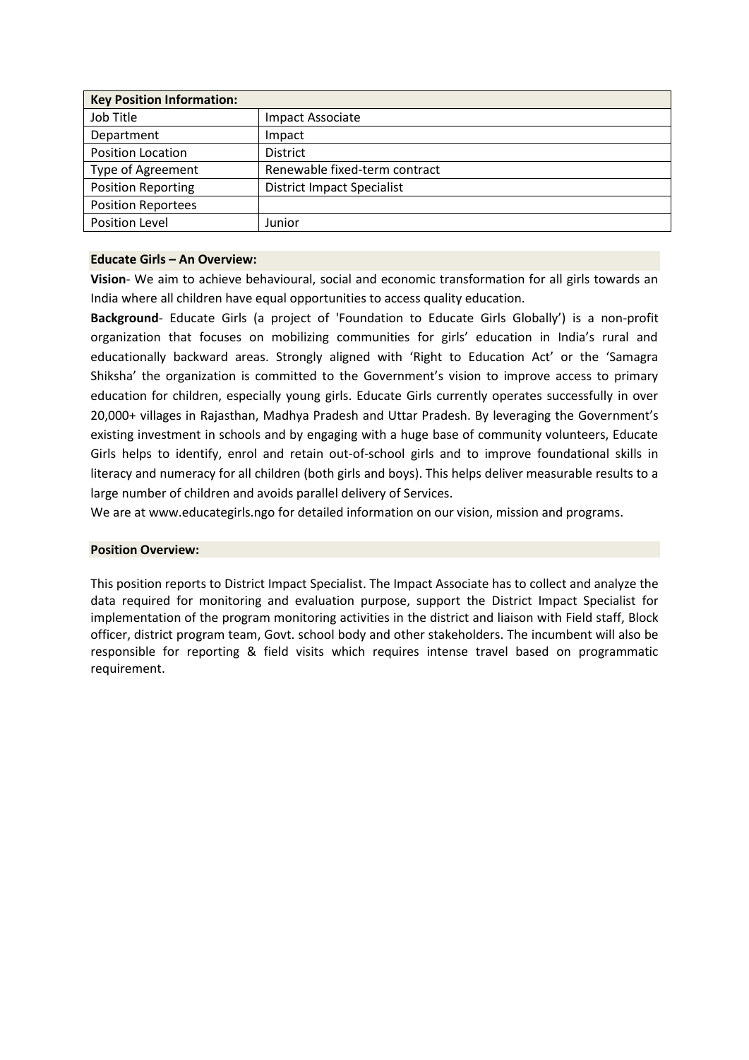| Key Position Information: | |
|---|---|
| Job Title | Impact Associate |
| Department | Impact |
| Position Location | District |
| Type of Agreement | Renewable fixed-term contract |
| Position Reporting | District Impact Specialist |
| Position Reportees | |
| Position Level | Junior |

## Educate Girls – An Overview:

**Vision**- We aim to achieve behavioural, social and economic transformation for all girls towards an India where all children have equal opportunities to access quality education.

**Background**- Educate Girls (a project of 'Foundation to Educate Girls Globally') is a non-profit organization that focuses on mobilizing communities for girls' education in India's rural and educationally backward areas. Strongly aligned with 'Right to Education Act' or the 'Samagra Shiksha' the organization is committed to the Government's vision to improve access to primary education for children, especially young girls. Educate Girls currently operates successfully in over 20,000+ villages in Rajasthan, Madhya Pradesh and Uttar Pradesh. By leveraging the Government's existing investment in schools and by engaging with a huge base of community volunteers, Educate Girls helps to identify, enrol and retain out-of-school girls and to improve foundational skills in literacy and numeracy for all children (both girls and boys). This helps deliver measurable results to a large number of children and avoids parallel delivery of Services.

We are at www.educategirls.ngo for detailed information on our vision, mission and programs.

## Position Overview:

This position reports to District Impact Specialist. The Impact Associate has to collect and analyze the data required for monitoring and evaluation purpose, support the District Impact Specialist for implementation of the program monitoring activities in the district and liaison with Field staff, Block officer, district program team, Govt. school body and other stakeholders. The incumbent will also be responsible for reporting & field visits which requires intense travel based on programmatic requirement.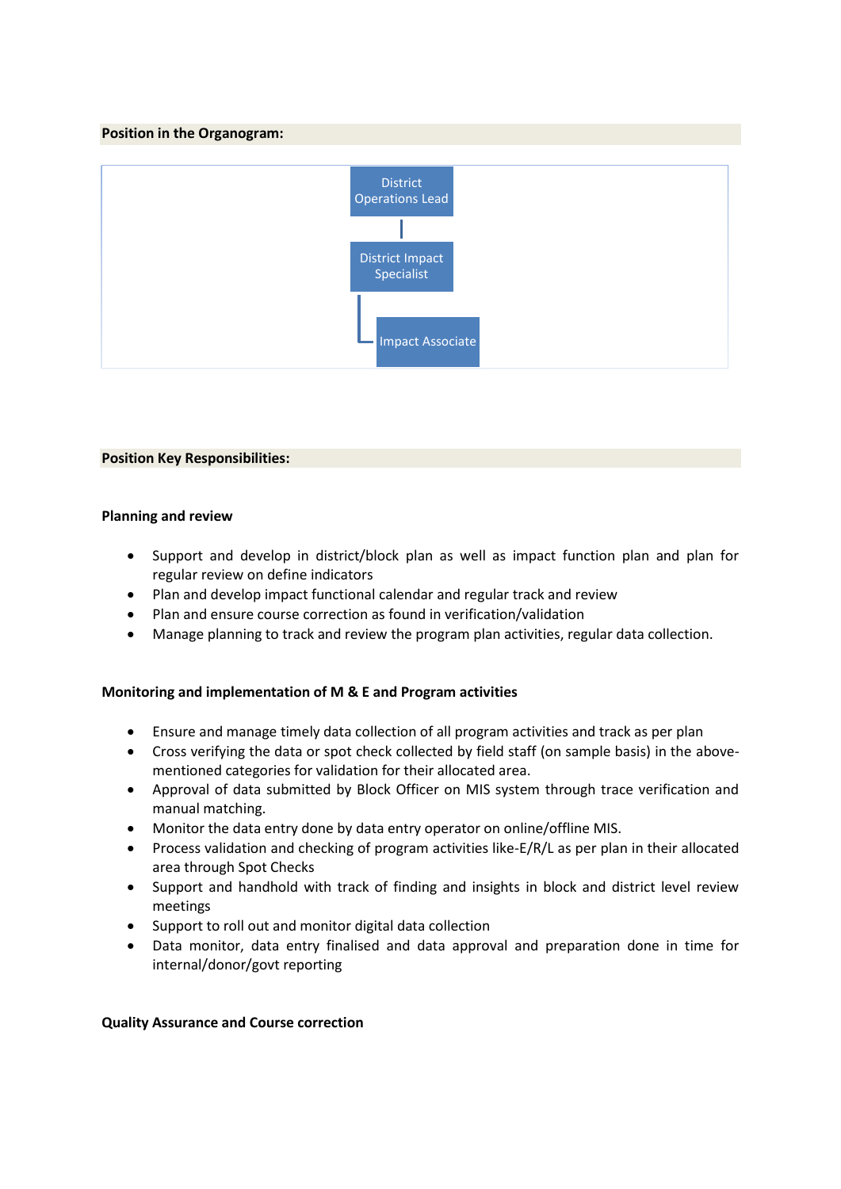**Position in the Organogram:**

District Operations Lead

District Impact Specialist

Impact Associate

**Position Key Responsibilities:**

**Planning and review**

- Support and develop in district/block plan as well as impact function plan and plan for regular review on define indicators
- Plan and develop impact functional calendar and regular track and review
- Plan and ensure course correction as found in verification/validation
- Manage planning to track and review the program plan activities, regular data collection.

**Monitoring and implementation of M & E and Program activities**

- Ensure and manage timely data collection of all program activities and track as per plan
- Cross verifying the data or spot check collected by field staff (on sample basis) in the above-mentioned categories for validation for their allocated area.
- Approval of data submitted by Block Officer on MIS system through trace verification and manual matching.
- Monitor the data entry done by data entry operator on online/offline MIS.
- Process validation and checking of program activities like-E/R/L as per plan in their allocated area through Spot Checks
- Support and handhold with track of finding and insights in block and district level review meetings
- Support to roll out and monitor digital data collection
- Data monitor, data entry finalised and data approval and preparation done in time for internal/donor/govt reporting

**Quality Assurance and Course correction**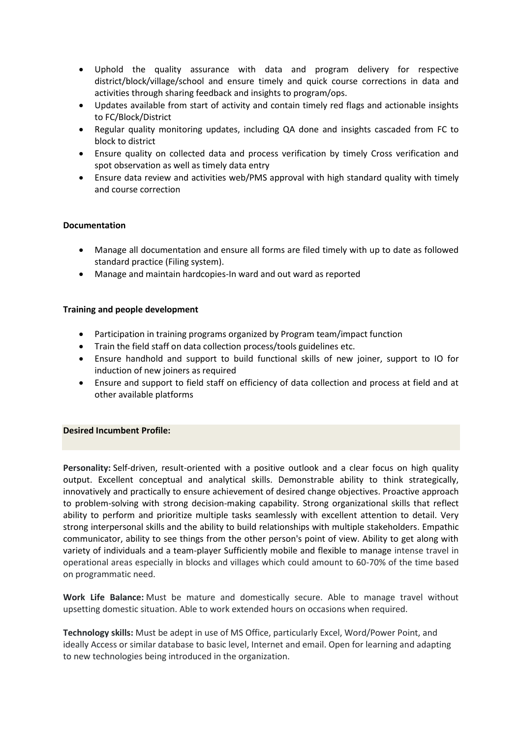- Uphold the quality assurance with data and program delivery for respective district/block/village/school and ensure timely and quick course corrections in data and activities through sharing feedback and insights to program/ops.
- Updates available from start of activity and contain timely red flags and actionable insights to FC/Block/District
- Regular quality monitoring updates, including QA done and insights cascaded from FC to block to district
- Ensure quality on collected data and process verification by timely Cross verification and spot observation as well as timely data entry
- Ensure data review and activities web/PMS approval with high standard quality with timely and course correction

**Documentation**

- Manage all documentation and ensure all forms are filed timely with up to date as followed standard practice (Filing system).
- Manage and maintain hardcopies-In ward and out ward as reported

**Training and people development**

- Participation in training programs organized by Program team/impact function
- Train the field staff on data collection process/tools guidelines etc.
- Ensure handhold and support to build functional skills of new joiner, support to IO for induction of new joiners as required
- Ensure and support to field staff on efficiency of data collection and process at field and at other available platforms

**Desired Incumbent Profile:**

**Personality:** Self-driven, result-oriented with a positive outlook and a clear focus on high quality output. Excellent conceptual and analytical skills. Demonstrable ability to think strategically, innovatively and practically to ensure achievement of desired change objectives. Proactive approach to problem-solving with strong decision-making capability. Strong organizational skills that reflect ability to perform and prioritize multiple tasks seamlessly with excellent attention to detail. Very strong interpersonal skills and the ability to build relationships with multiple stakeholders. Empathic communicator, ability to see things from the other person's point of view. Ability to get along with variety of individuals and a team-player Sufficiently mobile and flexible to manage intense travel in operational areas especially in blocks and villages which could amount to 60-70% of the time based on programmatic need.

**Work Life Balance:** Must be mature and domestically secure. Able to manage travel without upsetting domestic situation. Able to work extended hours on occasions when required.

**Technology skills:** Must be adept in use of MS Office, particularly Excel, Word/Power Point, and ideally Access or similar database to basic level, Internet and email. Open for learning and adapting to new technologies being introduced in the organization.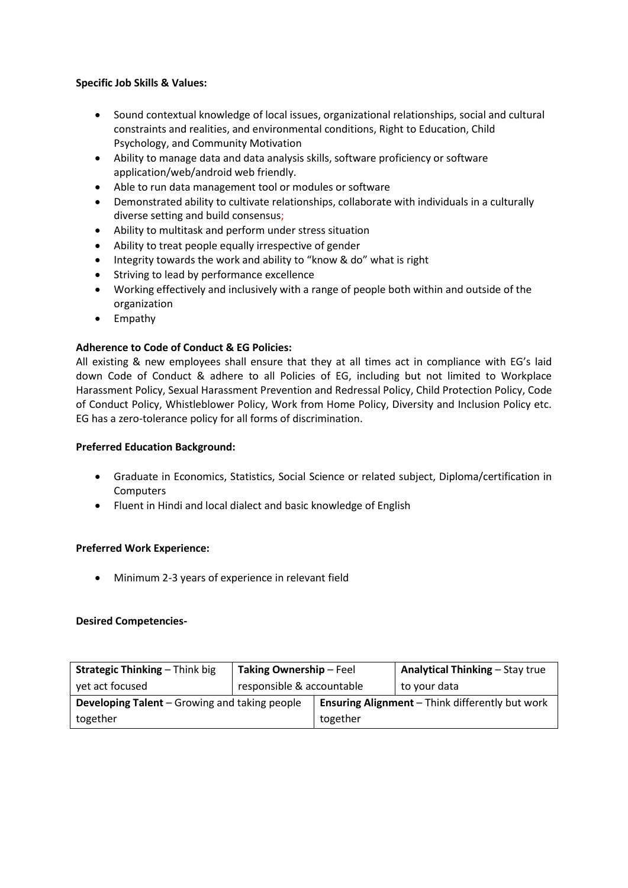**Specific Job Skills & Values:**

- Sound contextual knowledge of local issues, organizational relationships, social and cultural constraints and realities, and environmental conditions, Right to Education, Child Psychology, and Community Motivation
- Ability to manage data and data analysis skills, software proficiency or software application/web/android web friendly.
- Able to run data management tool or modules or software
- Demonstrated ability to cultivate relationships, collaborate with individuals in a culturally diverse setting and build consensus;
- Ability to multitask and perform under stress situation
- Ability to treat people equally irrespective of gender
- Integrity towards the work and ability to "know & do" what is right
- Striving to lead by performance excellence
- Working effectively and inclusively with a range of people both within and outside of the organization
- Empathy

**Adherence to Code of Conduct & EG Policies:**

All existing & new employees shall ensure that they at all times act in compliance with EG's laid down Code of Conduct & adhere to all Policies of EG, including but not limited to Workplace Harassment Policy, Sexual Harassment Prevention and Redressal Policy, Child Protection Policy, Code of Conduct Policy, Whistleblower Policy, Work from Home Policy, Diversity and Inclusion Policy etc. EG has a zero-tolerance policy for all forms of discrimination.

**Preferred Education Background:**

- Graduate in Economics, Statistics, Social Science or related subject, Diploma/certification in Computers
- Fluent in Hindi and local dialect and basic knowledge of English

**Preferred Work Experience:**

- Minimum 2-3 years of experience in relevant field

**Desired Competencies-**

| | | |
|---|---|---|
| **Strategic Thinking** – Think big yet act focused | **Taking Ownership** – Feel responsible & accountable | **Analytical Thinking** – Stay true to your data |
| **Developing Talent** – Growing and taking people together | **Ensuring Alignment** – Think differently but work together | |